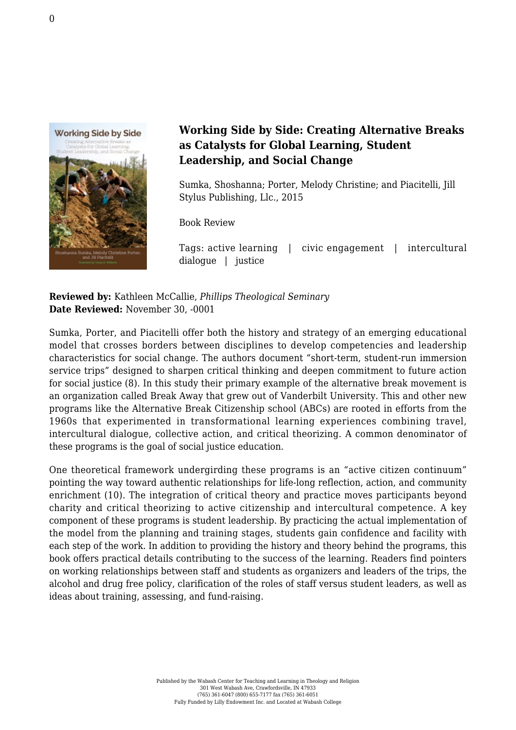## Working Side by Side: Creating Alternative Breaks as Catalysts for Global Learning, Student Leadership, and Social Change

Sumka, Shoshanna; Porter, Melody Christine; and Piacitelli, Jill
Stylus Publishing, Llc., 2015

Book Review

Tags: active learning | civic engagement | intercultural dialogue | justice

**Reviewed by:** Kathleen McCallie, *Phillips Theological Seminary*
**Date Reviewed:** November 30, -0001

Sumka, Porter, and Piacitelli offer both the history and strategy of an emerging educational model that crosses borders between disciplines to develop competencies and leadership characteristics for social change. The authors document "short-term, student-run immersion service trips" designed to sharpen critical thinking and deepen commitment to future action for social justice (8). In this study their primary example of the alternative break movement is an organization called Break Away that grew out of Vanderbilt University. This and other new programs like the Alternative Break Citizenship school (ABCs) are rooted in efforts from the 1960s that experimented in transformational learning experiences combining travel, intercultural dialogue, collective action, and critical theorizing. A common denominator of these programs is the goal of social justice education.

One theoretical framework undergirding these programs is an "active citizen continuum" pointing the way toward authentic relationships for life-long reflection, action, and community enrichment (10). The integration of critical theory and practice moves participants beyond charity and critical theorizing to active citizenship and intercultural competence. A key component of these programs is student leadership. By practicing the actual implementation of the model from the planning and training stages, students gain confidence and facility with each step of the work. In addition to providing the history and theory behind the programs, this book offers practical details contributing to the success of the learning. Readers find pointers on working relationships between staff and students as organizers and leaders of the trips, the alcohol and drug free policy, clarification of the roles of staff versus student leaders, as well as ideas about training, assessing, and fund-raising.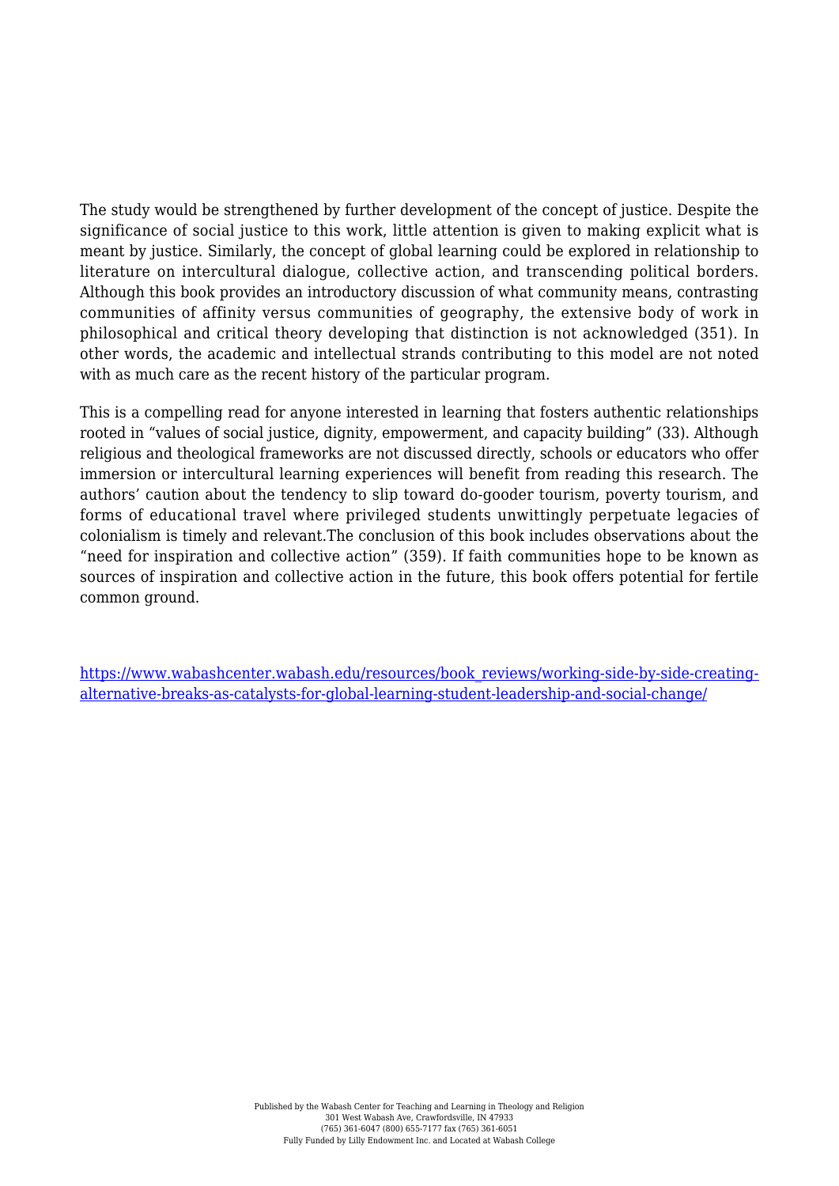The study would be strengthened by further development of the concept of justice. Despite the significance of social justice to this work, little attention is given to making explicit what is meant by justice. Similarly, the concept of global learning could be explored in relationship to literature on intercultural dialogue, collective action, and transcending political borders. Although this book provides an introductory discussion of what community means, contrasting communities of affinity versus communities of geography, the extensive body of work in philosophical and critical theory developing that distinction is not acknowledged (351). In other words, the academic and intellectual strands contributing to this model are not noted with as much care as the recent history of the particular program.

This is a compelling read for anyone interested in learning that fosters authentic relationships rooted in "values of social justice, dignity, empowerment, and capacity building" (33). Although religious and theological frameworks are not discussed directly, schools or educators who offer immersion or intercultural learning experiences will benefit from reading this research. The authors' caution about the tendency to slip toward do-gooder tourism, poverty tourism, and forms of educational travel where privileged students unwittingly perpetuate legacies of colonialism is timely and relevant.The conclusion of this book includes observations about the "need for inspiration and collective action" (359). If faith communities hope to be known as sources of inspiration and collective action in the future, this book offers potential for fertile common ground.

https://www.wabashcenter.wabash.edu/resources/book_reviews/working-side-by-side-creating-alternative-breaks-as-catalysts-for-global-learning-student-leadership-and-social-change/

Published by the Wabash Center for Teaching and Learning in Theology and Religion
301 West Wabash Ave, Crawfordsville, IN 47933
(765) 361-6047 (800) 655-7177 fax (765) 361-6051
Fully Funded by Lilly Endowment Inc. and Located at Wabash College